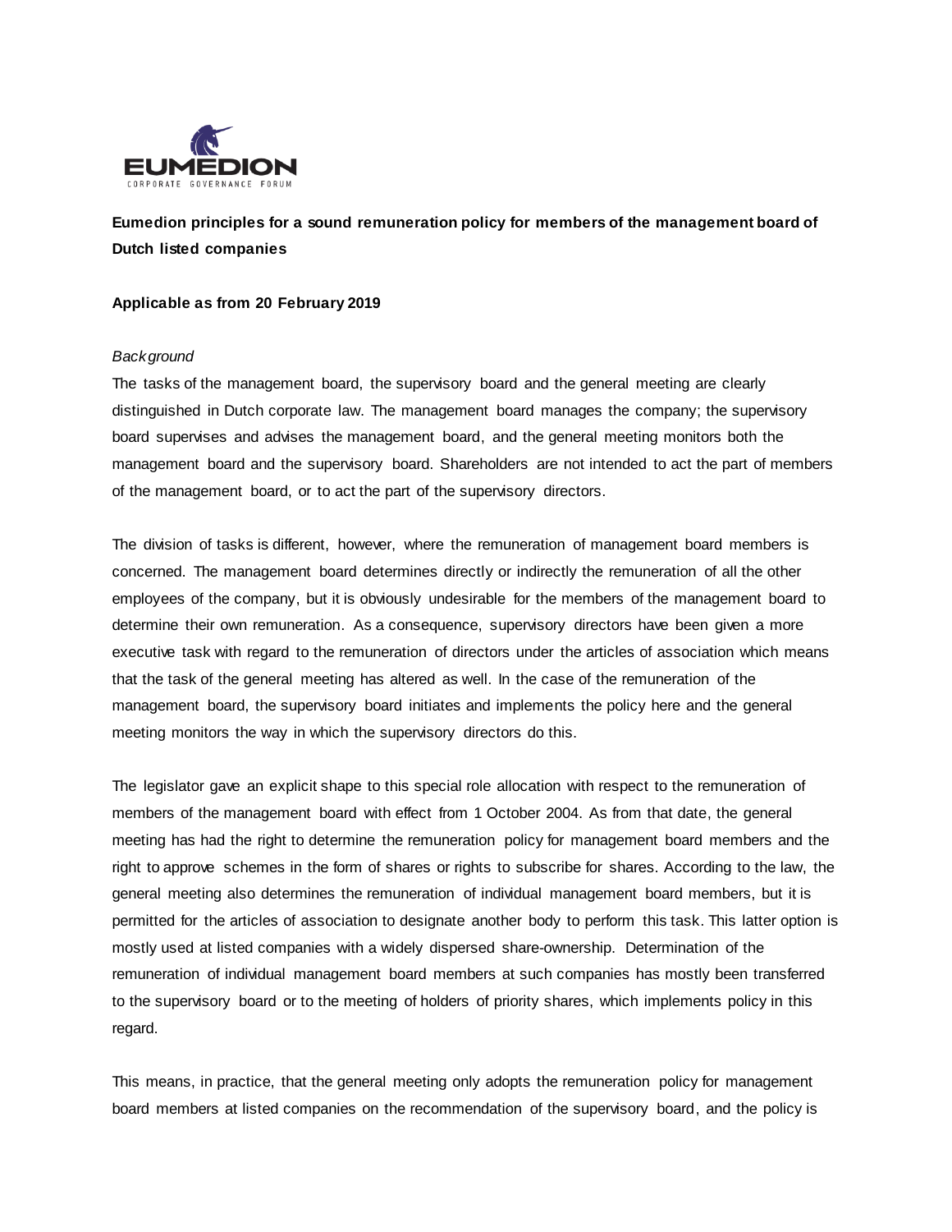**Eumedion principles for a sound remuneration policy for members of the management board of Dutch listed companies**

**Applicable as from 20 February 2019**

*Background*

The tasks of the management board, the supervisory board and the general meeting are clearly distinguished in Dutch corporate law. The management board manages the company; the supervisory board supervises and advises the management board, and the general meeting monitors both the management board and the supervisory board. Shareholders are not intended to act the part of members of the management board, or to act the part of the supervisory directors.

The division of tasks is different, however, where the remuneration of management board members is concerned. The management board determines directly or indirectly the remuneration of all the other employees of the company, but it is obviously undesirable for the members of the management board to determine their own remuneration. As a consequence, supervisory directors have been given a more executive task with regard to the remuneration of directors under the articles of association which means that the task of the general meeting has altered as well. In the case of the remuneration of the management board, the supervisory board initiates and implements the policy here and the general meeting monitors the way in which the supervisory directors do this.

The legislator gave an explicit shape to this special role allocation with respect to the remuneration of members of the management board with effect from 1 October 2004. As from that date, the general meeting has had the right to determine the remuneration policy for management board members and the right to approve schemes in the form of shares or rights to subscribe for shares. According to the law, the general meeting also determines the remuneration of individual management board members, but it is permitted for the articles of association to designate another body to perform this task. This latter option is mostly used at listed companies with a widely dispersed share-ownership. Determination of the remuneration of individual management board members at such companies has mostly been transferred to the supervisory board or to the meeting of holders of priority shares, which implements policy in this regard.

This means, in practice, that the general meeting only adopts the remuneration policy for management board members at listed companies on the recommendation of the supervisory board, and the policy is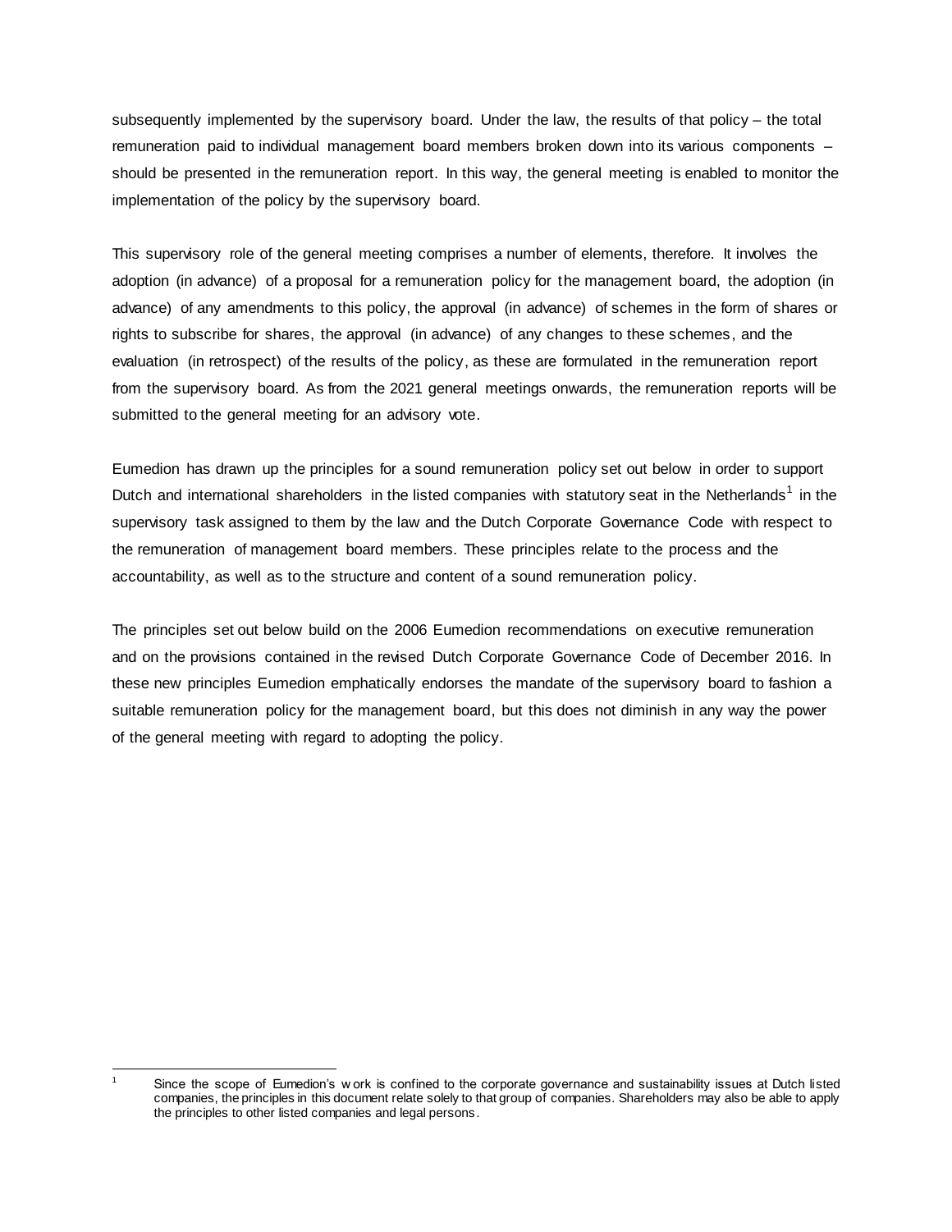subsequently implemented by the supervisory board. Under the law, the results of that policy – the total remuneration paid to individual management board members broken down into its various components – should be presented in the remuneration report. In this way, the general meeting is enabled to monitor the implementation of the policy by the supervisory board.

This supervisory role of the general meeting comprises a number of elements, therefore. It involves the adoption (in advance) of a proposal for a remuneration policy for the management board, the adoption (in advance) of any amendments to this policy, the approval (in advance) of schemes in the form of shares or rights to subscribe for shares, the approval (in advance) of any changes to these schemes, and the evaluation (in retrospect) of the results of the policy, as these are formulated in the remuneration report from the supervisory board. As from the 2021 general meetings onwards, the remuneration reports will be submitted to the general meeting for an advisory vote.

Eumedion has drawn up the principles for a sound remuneration policy set out below in order to support Dutch and international shareholders in the listed companies with statutory seat in the Netherlands[1] in the supervisory task assigned to them by the law and the Dutch Corporate Governance Code with respect to the remuneration of management board members. These principles relate to the process and the accountability, as well as to the structure and content of a sound remuneration policy.

The principles set out below build on the 2006 Eumedion recommendations on executive remuneration and on the provisions contained in the revised Dutch Corporate Governance Code of December 2016. In these new principles Eumedion emphatically endorses the mandate of the supervisory board to fashion a suitable remuneration policy for the management board, but this does not diminish in any way the power of the general meeting with regard to adopting the policy.

[1] Since the scope of Eumedion's work is confined to the corporate governance and sustainability issues at Dutch listed companies, the principles in this document relate solely to that group of companies. Shareholders may also be able to apply the principles to other listed companies and legal persons.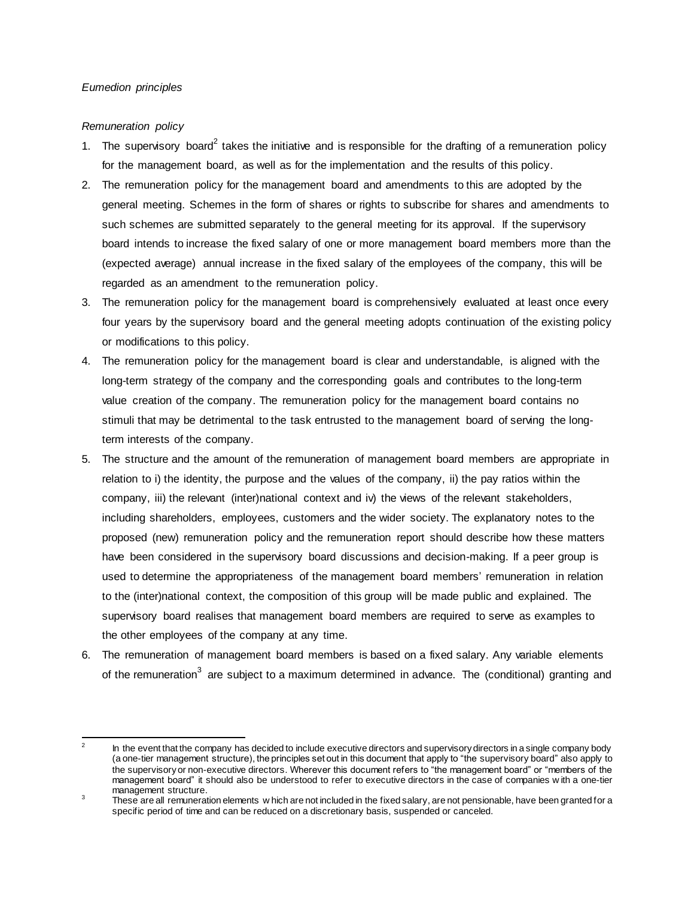*Eumedion principles*

*Remuneration policy*

1. The supervisory board[2] takes the initiative and is responsible for the drafting of a remuneration policy for the management board, as well as for the implementation and the results of this policy.
2. The remuneration policy for the management board and amendments to this are adopted by the general meeting. Schemes in the form of shares or rights to subscribe for shares and amendments to such schemes are submitted separately to the general meeting for its approval. If the supervisory board intends to increase the fixed salary of one or more management board members more than the (expected average) annual increase in the fixed salary of the employees of the company, this will be regarded as an amendment to the remuneration policy.
3. The remuneration policy for the management board is comprehensively evaluated at least once every four years by the supervisory board and the general meeting adopts continuation of the existing policy or modifications to this policy.
4. The remuneration policy for the management board is clear and understandable, is aligned with the long-term strategy of the company and the corresponding goals and contributes to the long-term value creation of the company. The remuneration policy for the management board contains no stimuli that may be detrimental to the task entrusted to the management board of serving the long-term interests of the company.
5. The structure and the amount of the remuneration of management board members are appropriate in relation to i) the identity, the purpose and the values of the company, ii) the pay ratios within the company, iii) the relevant (inter)national context and iv) the views of the relevant stakeholders, including shareholders, employees, customers and the wider society. The explanatory notes to the proposed (new) remuneration policy and the remuneration report should describe how these matters have been considered in the supervisory board discussions and decision-making. If a peer group is used to determine the appropriateness of the management board members' remuneration in relation to the (inter)national context, the composition of this group will be made public and explained. The supervisory board realises that management board members are required to serve as examples to the other employees of the company at any time.
6. The remuneration of management board members is based on a fixed salary. Any variable elements of the remuneration[3] are subject to a maximum determined in advance. The (conditional) granting and

---

[2] In the event that the company has decided to include executive directors and supervisory directors in a single company body (a one-tier management structure), the principles set out in this document that apply to "the supervisory board" also apply to the supervisory or non-executive directors. Wherever this document refers to "the management board" or "members of the management board" it should also be understood to refer to executive directors in the case of companies with a one-tier management structure.

[3] These are all remuneration elements which are not included in the fixed salary, are not pensionable, have been granted for a specific period of time and can be reduced on a discretionary basis, suspended or canceled.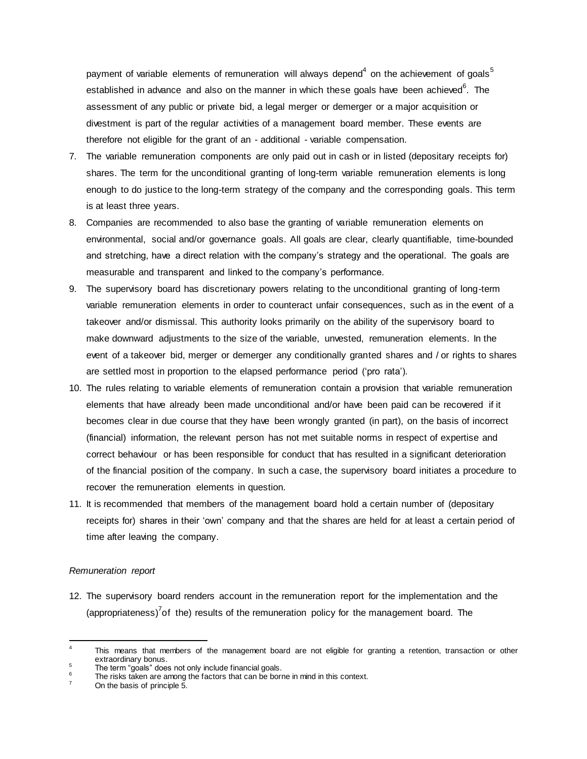payment of variable elements of remuneration will always depend[4] on the achievement of goals[5] established in advance and also on the manner in which these goals have been achieved[6]. The assessment of any public or private bid, a legal merger or demerger or a major acquisition or divestment is part of the regular activities of a management board member. These events are therefore not eligible for the grant of an - additional - variable compensation.

7. The variable remuneration components are only paid out in cash or in listed (depositary receipts for) shares. The term for the unconditional granting of long-term variable remuneration elements is long enough to do justice to the long-term strategy of the company and the corresponding goals. This term is at least three years.
8. Companies are recommended to also base the granting of variable remuneration elements on environmental, social and/or governance goals. All goals are clear, clearly quantifiable, time-bounded and stretching, have a direct relation with the company's strategy and the operational. The goals are measurable and transparent and linked to the company's performance.
9. The supervisory board has discretionary powers relating to the unconditional granting of long-term variable remuneration elements in order to counteract unfair consequences, such as in the event of a takeover and/or dismissal. This authority looks primarily on the ability of the supervisory board to make downward adjustments to the size of the variable, unvested, remuneration elements. In the event of a takeover bid, merger or demerger any conditionally granted shares and / or rights to shares are settled most in proportion to the elapsed performance period ('pro rata').
10. The rules relating to variable elements of remuneration contain a provision that variable remuneration elements that have already been made unconditional and/or have been paid can be recovered if it becomes clear in due course that they have been wrongly granted (in part), on the basis of incorrect (financial) information, the relevant person has not met suitable norms in respect of expertise and correct behaviour or has been responsible for conduct that has resulted in a significant deterioration of the financial position of the company. In such a case, the supervisory board initiates a procedure to recover the remuneration elements in question.
11. It is recommended that members of the management board hold a certain number of (depositary receipts for) shares in their 'own' company and that the shares are held for at least a certain period of time after leaving the company.

*Remuneration report*

12. The supervisory board renders account in the remuneration report for the implementation and the (appropriateness)[7] of the) results of the remuneration policy for the management board. The

---

[4] This means that members of the management board are not eligible for granting a retention, transaction or other extraordinary bonus.

[5] The term "goals" does not only include financial goals.

[6] The risks taken are among the factors that can be borne in mind in this context.

[7] On the basis of principle 5.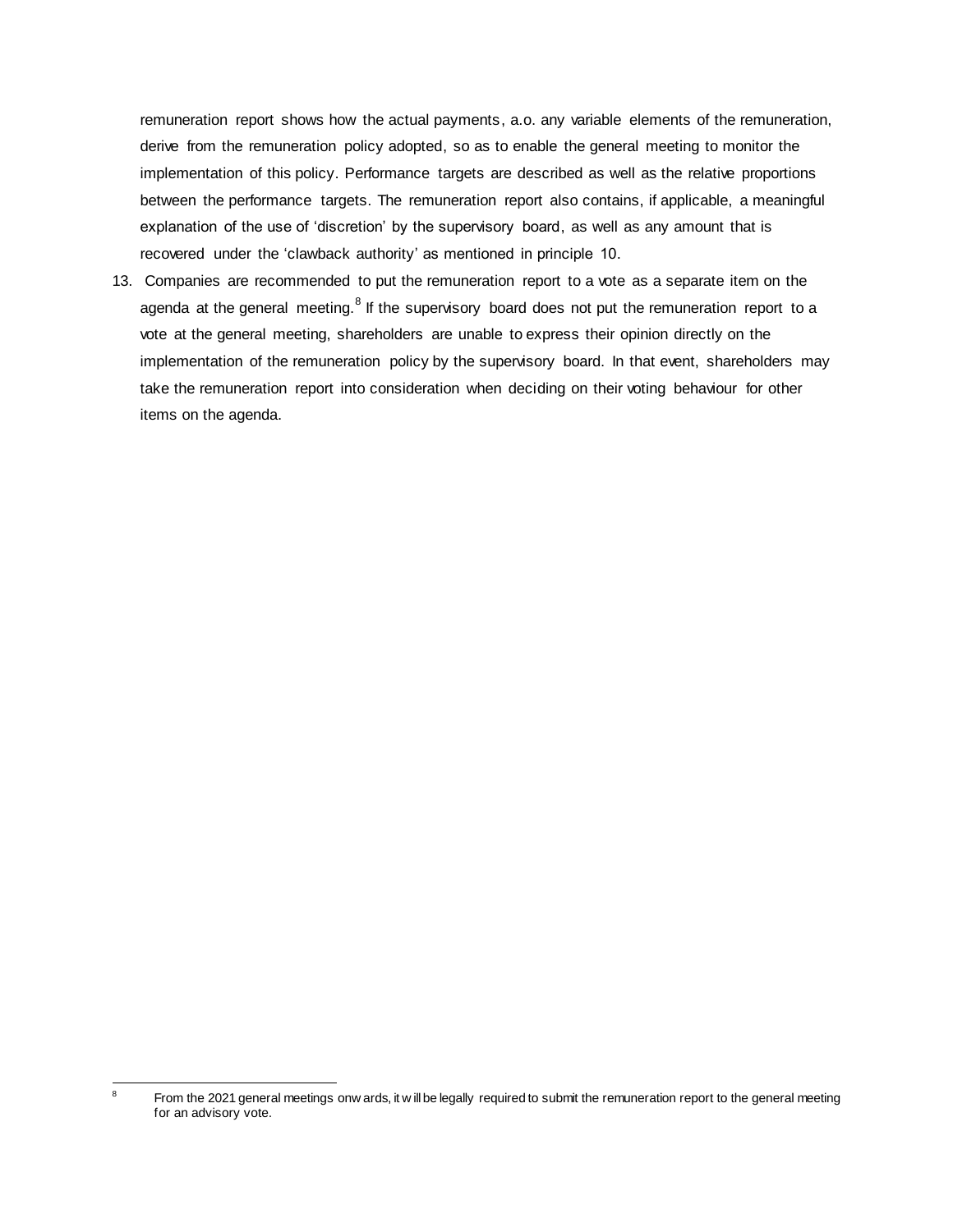remuneration report shows how the actual payments, a.o. any variable elements of the remuneration, derive from the remuneration policy adopted, so as to enable the general meeting to monitor the implementation of this policy. Performance targets are described as well as the relative proportions between the performance targets. The remuneration report also contains, if applicable, a meaningful explanation of the use of 'discretion' by the supervisory board, as well as any amount that is recovered under the 'clawback authority' as mentioned in principle 10.

13. Companies are recommended to put the remuneration report to a vote as a separate item on the agenda at the general meeting.[8] If the supervisory board does not put the remuneration report to a vote at the general meeting, shareholders are unable to express their opinion directly on the implementation of the remuneration policy by the supervisory board. In that event, shareholders may take the remuneration report into consideration when deciding on their voting behaviour for other items on the agenda.

---

[8] From the 2021 general meetings onwards, it will be legally required to submit the remuneration report to the general meeting for an advisory vote.